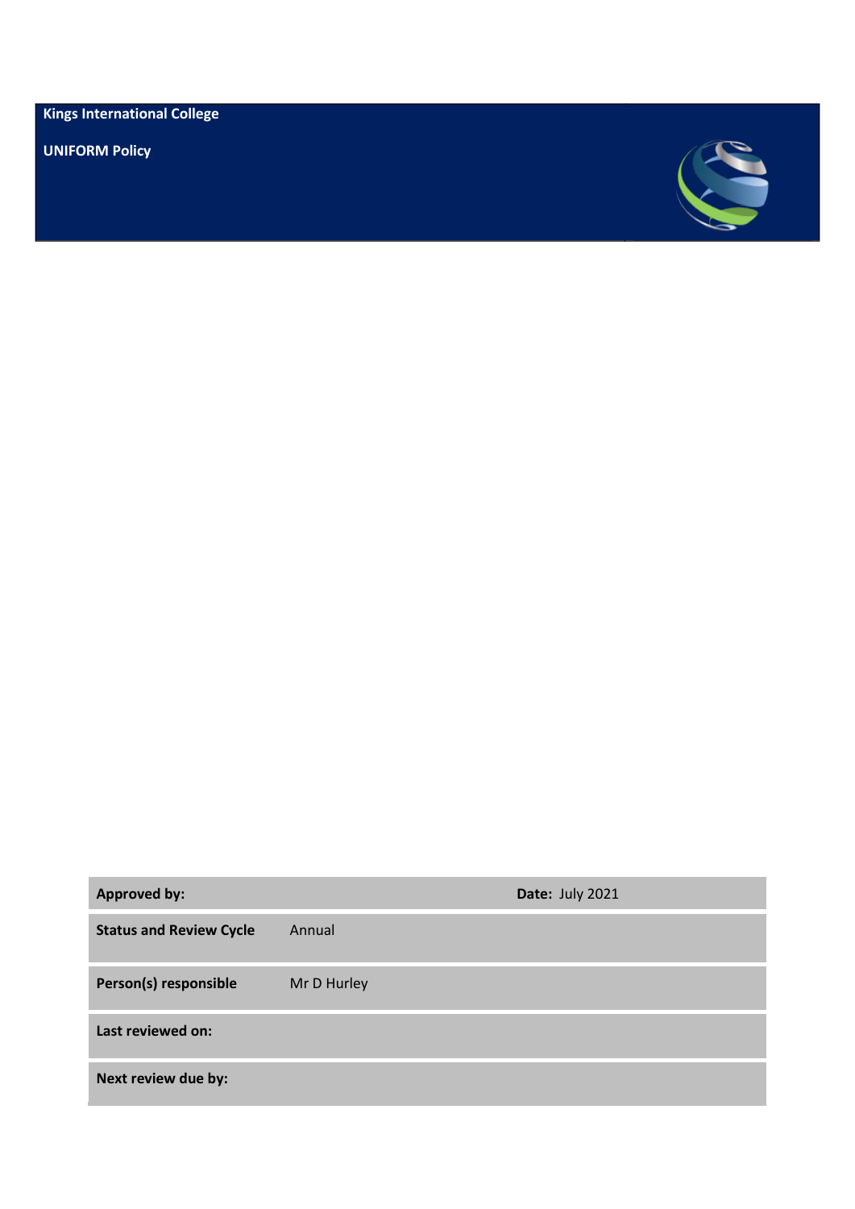**Kings International College**

**UNIFORM Policy**

| **Approved by:** | | **Date:** July 2021 |
|---|---|---|
| **Status and Review Cycle** | Annual | |
| **Person(s) responsible** | Mr D Hurley | |
| **Last reviewed on:** | | |
| **Next review due by:** | | |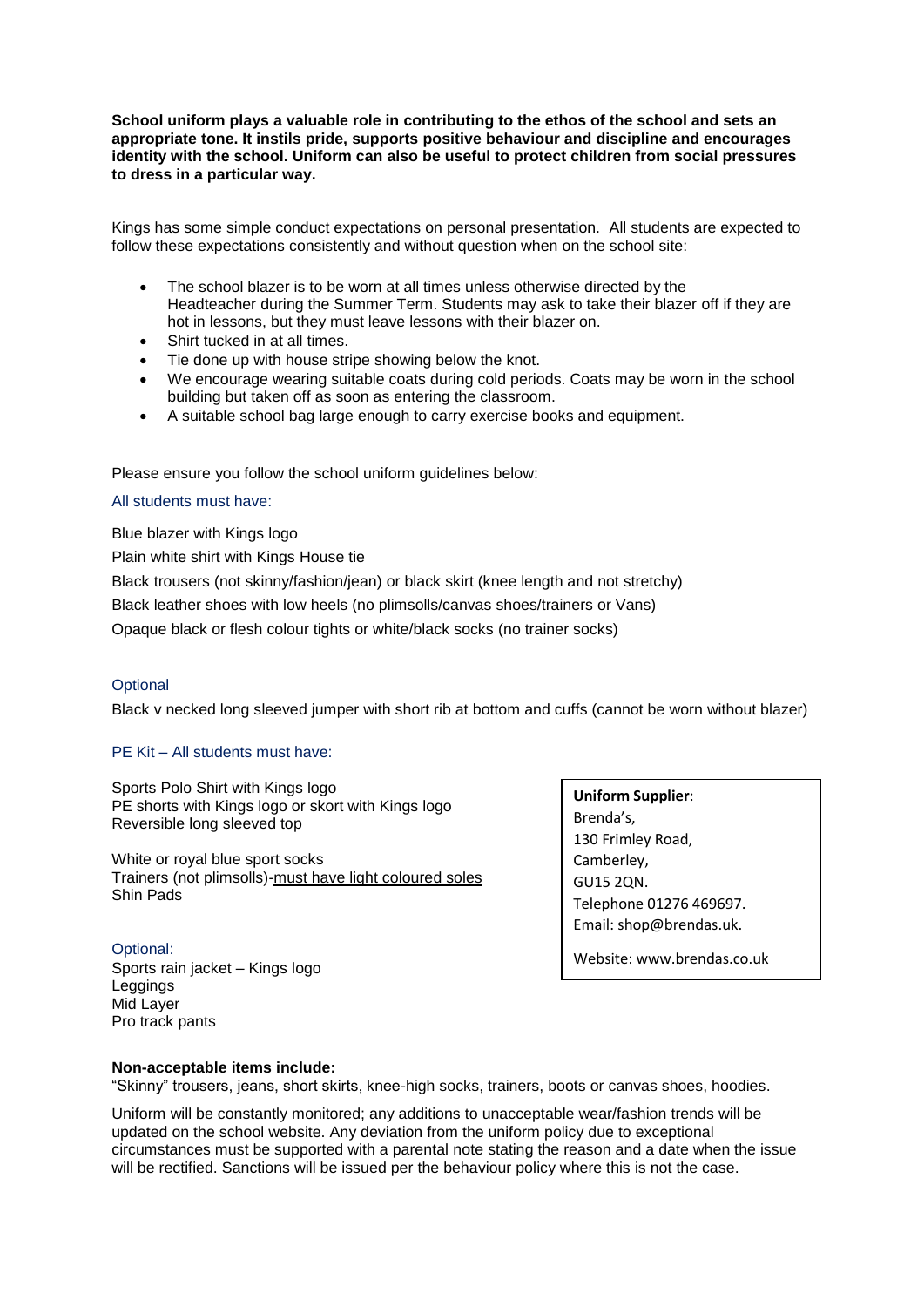**School uniform plays a valuable role in contributing to the ethos of the school and sets an appropriate tone. It instils pride, supports positive behaviour and discipline and encourages identity with the school. Uniform can also be useful to protect children from social pressures to dress in a particular way.**

Kings has some simple conduct expectations on personal presentation. All students are expected to follow these expectations consistently and without question when on the school site:

- The school blazer is to be worn at all times unless otherwise directed by the Headteacher during the Summer Term. Students may ask to take their blazer off if they are hot in lessons, but they must leave lessons with their blazer on.
- Shirt tucked in at all times.
- Tie done up with house stripe showing below the knot.
- We encourage wearing suitable coats during cold periods. Coats may be worn in the school building but taken off as soon as entering the classroom.
- A suitable school bag large enough to carry exercise books and equipment.

Please ensure you follow the school uniform guidelines below:

### All students must have:

Blue blazer with Kings logo

Plain white shirt with Kings House tie

Black trousers (not skinny/fashion/jean) or black skirt (knee length and not stretchy)

Black leather shoes with low heels (no plimsolls/canvas shoes/trainers or Vans)

Opaque black or flesh colour tights or white/black socks (no trainer socks)

### Optional

Black v necked long sleeved jumper with short rib at bottom and cuffs (cannot be worn without blazer)

### PE Kit – All students must have:

Sports Polo Shirt with Kings logo
PE shorts with Kings logo or skort with Kings logo
Reversible long sleeved top

White or royal blue sport socks
Trainers (not plimsolls)-<u>must have light coloured soles</u>
Shin Pads

### Optional:

Sports rain jacket – Kings logo
Leggings
Mid Layer
Pro track pants

**Uniform Supplier**:
Brenda's,
130 Frimley Road,
Camberley,
GU15 2QN.
Telephone 01276 469697.
Email: shop@brendas.uk.

Website: www.brendas.co.uk

**Non-acceptable items include:**
"Skinny" trousers, jeans, short skirts, knee-high socks, trainers, boots or canvas shoes, hoodies.

Uniform will be constantly monitored; any additions to unacceptable wear/fashion trends will be updated on the school website. Any deviation from the uniform policy due to exceptional circumstances must be supported with a parental note stating the reason and a date when the issue will be rectified. Sanctions will be issued per the behaviour policy where this is not the case.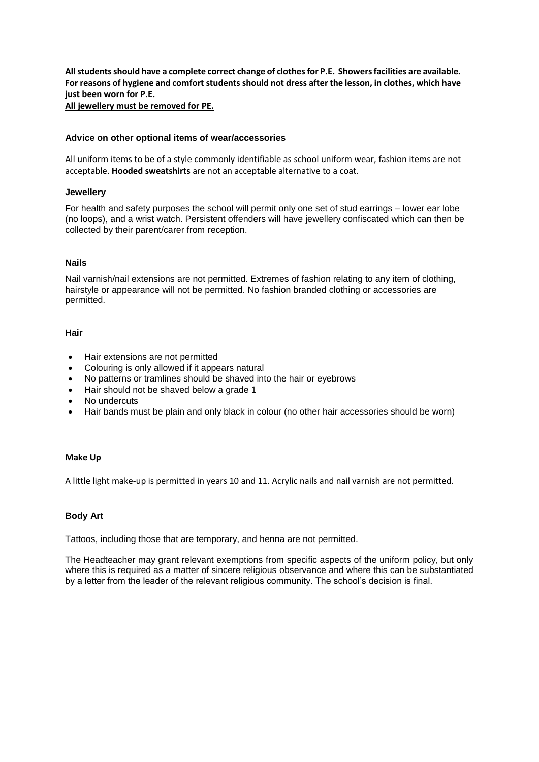**All students should have a complete correct change of clothes for P.E. Showers facilities are available. For reasons of hygiene and comfort students should not dress after the lesson, in clothes, which have just been worn for P.E.**

**<u>All jewellery must be removed for PE.</u>**

### Advice on other optional items of wear/accessories

All uniform items to be of a style commonly identifiable as school uniform wear, fashion items are not acceptable. **Hooded sweatshirts** are not an acceptable alternative to a coat.

### Jewellery

For health and safety purposes the school will permit only one set of stud earrings – lower ear lobe (no loops), and a wrist watch. Persistent offenders will have jewellery confiscated which can then be collected by their parent/carer from reception.

### Nails

Nail varnish/nail extensions are not permitted. Extremes of fashion relating to any item of clothing, hairstyle or appearance will not be permitted. No fashion branded clothing or accessories are permitted.

### Hair

- Hair extensions are not permitted
- Colouring is only allowed if it appears natural
- No patterns or tramlines should be shaved into the hair or eyebrows
- Hair should not be shaved below a grade 1
- No undercuts
- Hair bands must be plain and only black in colour (no other hair accessories should be worn)

### Make Up

A little light make-up is permitted in years 10 and 11. Acrylic nails and nail varnish are not permitted.

### Body Art

Tattoos, including those that are temporary, and henna are not permitted.

The Headteacher may grant relevant exemptions from specific aspects of the uniform policy, but only where this is required as a matter of sincere religious observance and where this can be substantiated by a letter from the leader of the relevant religious community. The school's decision is final.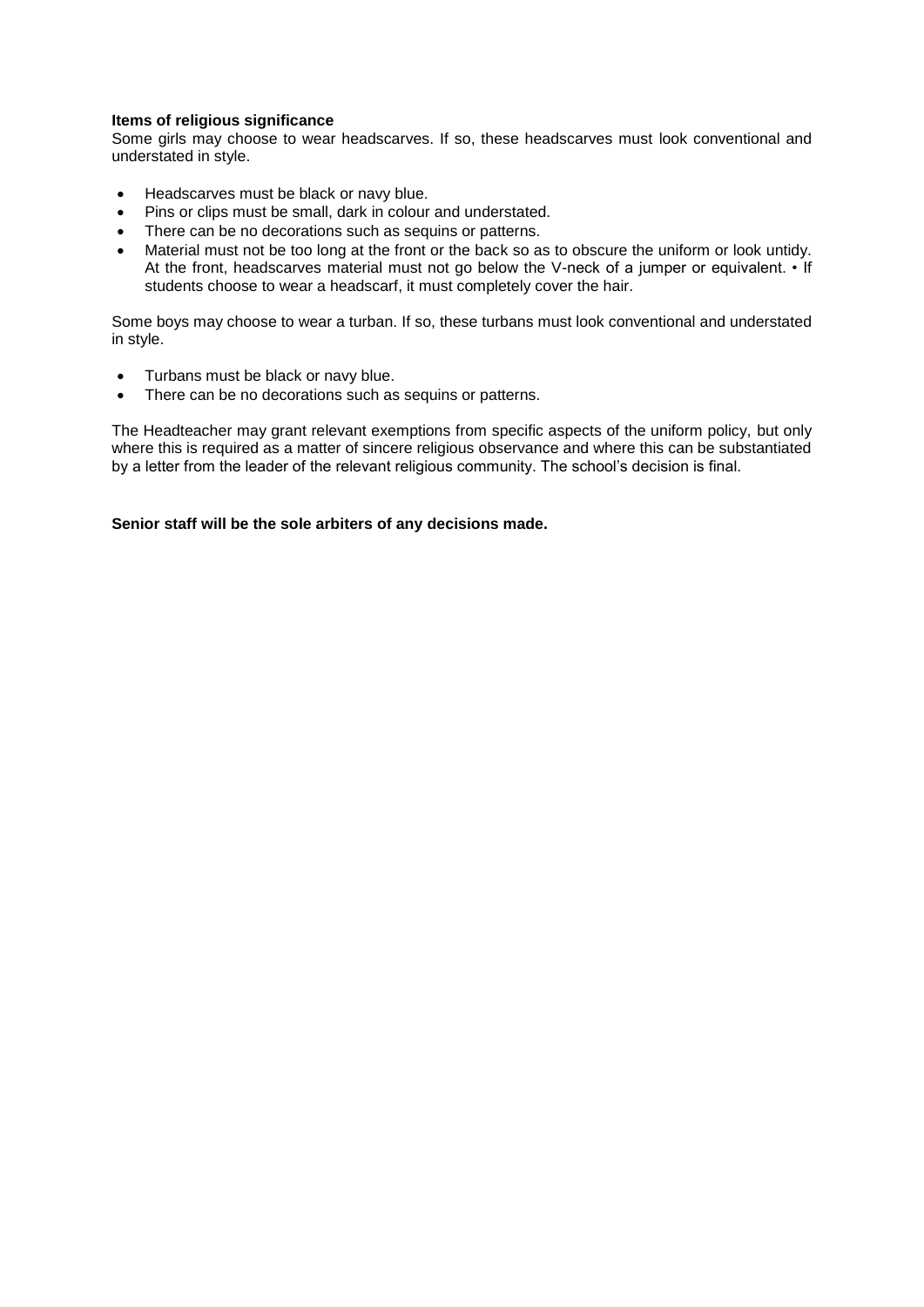**Items of religious significance**

Some girls may choose to wear headscarves. If so, these headscarves must look conventional and understated in style.

- Headscarves must be black or navy blue.
- Pins or clips must be small, dark in colour and understated.
- There can be no decorations such as sequins or patterns.
- Material must not be too long at the front or the back so as to obscure the uniform or look untidy. At the front, headscarves material must not go below the V-neck of a jumper or equivalent. • If students choose to wear a headscarf, it must completely cover the hair.

Some boys may choose to wear a turban. If so, these turbans must look conventional and understated in style.

- Turbans must be black or navy blue.
- There can be no decorations such as sequins or patterns.

The Headteacher may grant relevant exemptions from specific aspects of the uniform policy, but only where this is required as a matter of sincere religious observance and where this can be substantiated by a letter from the leader of the relevant religious community. The school's decision is final.

**Senior staff will be the sole arbiters of any decisions made.**